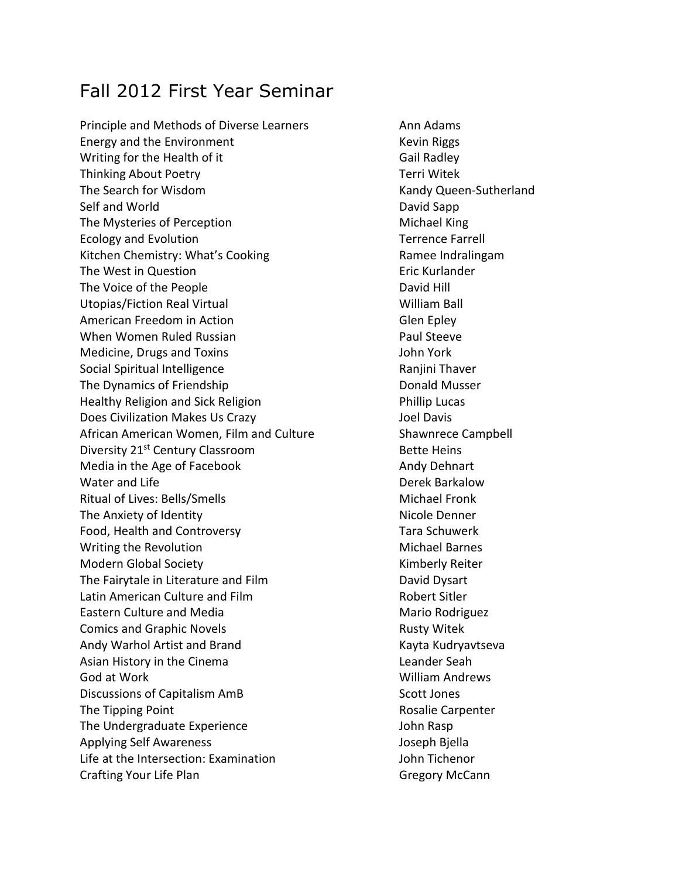# Fall 2012 First Year Seminar

| Course | Instructor |
|---|---|
| Principle and Methods of Diverse Learners | Ann Adams |
| Energy and the Environment | Kevin Riggs |
| Writing for the Health of it | Gail Radley |
| Thinking About Poetry | Terri Witek |
| The Search for Wisdom | Kandy Queen-Sutherland |
| Self and World | David Sapp |
| The Mysteries of Perception | Michael King |
| Ecology and Evolution | Terrence Farrell |
| Kitchen Chemistry: What's Cooking | Ramee Indralingam |
| The West in Question | Eric Kurlander |
| The Voice of the People | David Hill |
| Utopias/Fiction Real Virtual | William Ball |
| American Freedom in Action | Glen Epley |
| When Women Ruled Russian | Paul Steeve |
| Medicine, Drugs and Toxins | John York |
| Social Spiritual Intelligence | Ranjini Thaver |
| The Dynamics of Friendship | Donald Musser |
| Healthy Religion and Sick Religion | Phillip Lucas |
| Does Civilization Makes Us Crazy | Joel Davis |
| African American Women, Film and Culture | Shawnrece Campbell |
| Diversity 21st Century Classroom | Bette Heins |
| Media in the Age of Facebook | Andy Dehnart |
| Water and Life | Derek Barkalow |
| Ritual of Lives: Bells/Smells | Michael Fronk |
| The Anxiety of Identity | Nicole Denner |
| Food, Health and Controversy | Tara Schuwerk |
| Writing the Revolution | Michael Barnes |
| Modern Global Society | Kimberly Reiter |
| The Fairytale in Literature and Film | David Dysart |
| Latin American Culture and Film | Robert Sitler |
| Eastern Culture and Media | Mario Rodriguez |
| Comics and Graphic Novels | Rusty Witek |
| Andy Warhol Artist and Brand | Kayta Kudryavtseva |
| Asian History in the Cinema | Leander Seah |
| God at Work | William Andrews |
| Discussions of Capitalism AmB | Scott Jones |
| The Tipping Point | Rosalie Carpenter |
| The Undergraduate Experience | John Rasp |
| Applying Self Awareness | Joseph Bjella |
| Life at the Intersection: Examination | John Tichenor |
| Crafting Your Life Plan | Gregory McCann |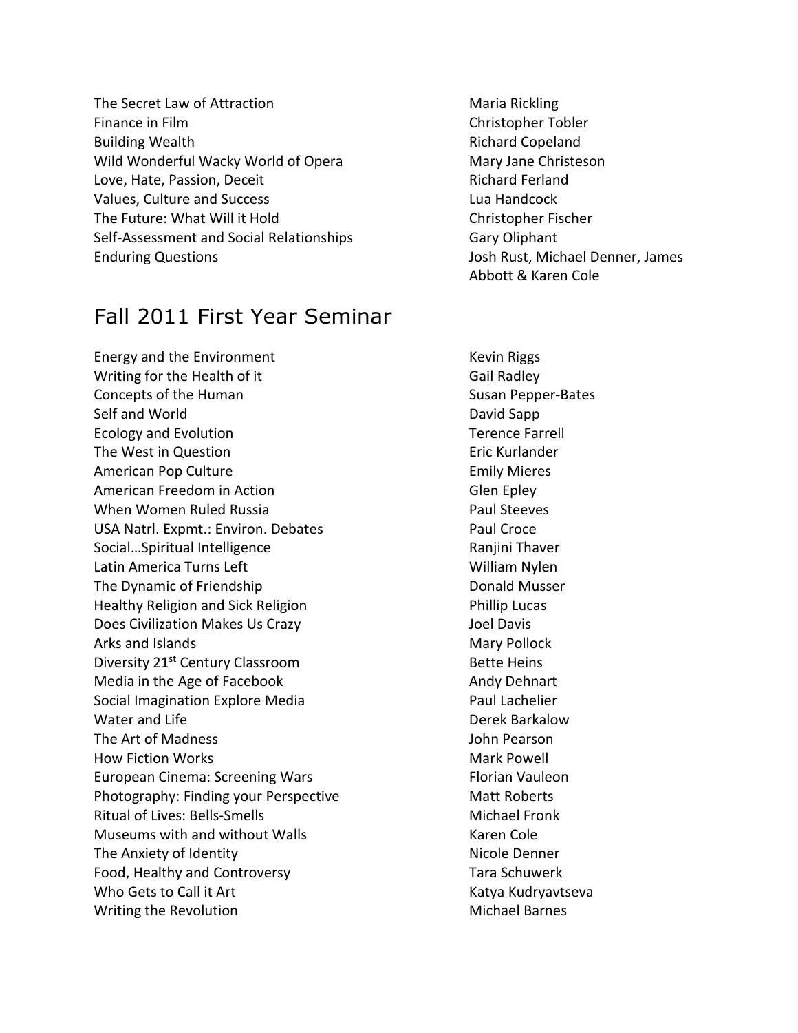| | |
|---|---|
| The Secret Law of Attraction | Maria Rickling |
| Finance in Film | Christopher Tobler |
| Building Wealth | Richard Copeland |
| Wild Wonderful Wacky World of Opera | Mary Jane Christeson |
| Love, Hate, Passion, Deceit | Richard Ferland |
| Values, Culture and Success | Lua Handcock |
| The Future: What Will it Hold | Christopher Fischer |
| Self-Assessment and Social Relationships | Gary Oliphant |
| Enduring Questions | Josh Rust, Michael Denner, James Abbott & Karen Cole |

## Fall 2011 First Year Seminar

| | |
|---|---|
| Energy and the Environment | Kevin Riggs |
| Writing for the Health of it | Gail Radley |
| Concepts of the Human | Susan Pepper-Bates |
| Self and World | David Sapp |
| Ecology and Evolution | Terence Farrell |
| The West in Question | Eric Kurlander |
| American Pop Culture | Emily Mieres |
| American Freedom in Action | Glen Epley |
| When Women Ruled Russia | Paul Steeves |
| USA Natrl. Expmt.: Environ. Debates | Paul Croce |
| Social…Spiritual Intelligence | Ranjini Thaver |
| Latin America Turns Left | William Nylen |
| The Dynamic of Friendship | Donald Musser |
| Healthy Religion and Sick Religion | Phillip Lucas |
| Does Civilization Makes Us Crazy | Joel Davis |
| Arks and Islands | Mary Pollock |
| Diversity 21st Century Classroom | Bette Heins |
| Media in the Age of Facebook | Andy Dehnart |
| Social Imagination Explore Media | Paul Lachelier |
| Water and Life | Derek Barkalow |
| The Art of Madness | John Pearson |
| How Fiction Works | Mark Powell |
| European Cinema: Screening Wars | Florian Vauleon |
| Photography: Finding your Perspective | Matt Roberts |
| Ritual of Lives: Bells-Smells | Michael Fronk |
| Museums with and without Walls | Karen Cole |
| The Anxiety of Identity | Nicole Denner |
| Food, Healthy and Controversy | Tara Schuwerk |
| Who Gets to Call it Art | Katya Kudryavtseva |
| Writing the Revolution | Michael Barnes |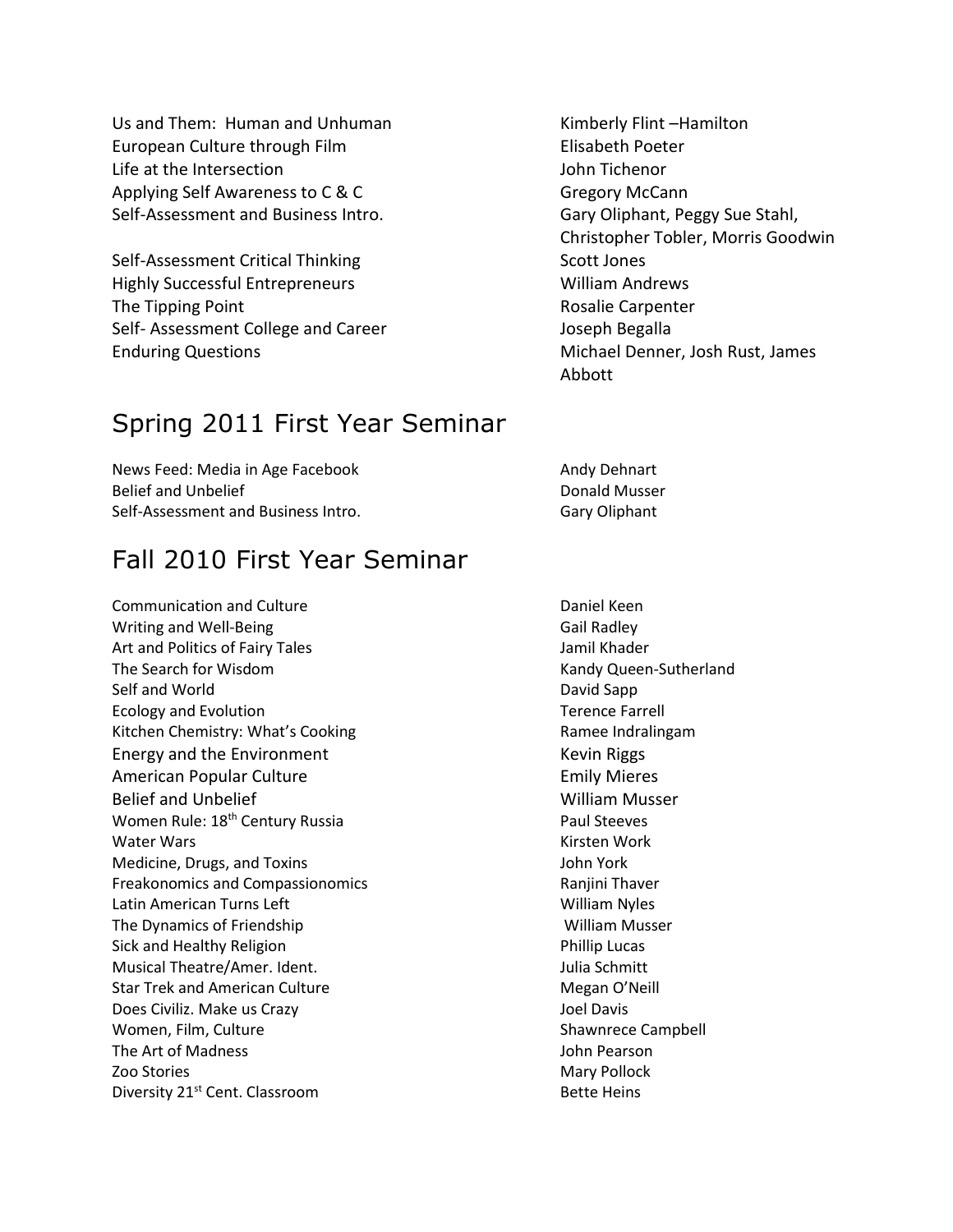| | |
|---|---|
| Us and Them: Human and Unhuman | Kimberly Flint –Hamilton |
| European Culture through Film | Elisabeth Poeter |
| Life at the Intersection | John Tichenor |
| Applying Self Awareness to C & C | Gregory McCann |
| Self-Assessment and Business Intro. | Gary Oliphant, Peggy Sue Stahl, Christopher Tobler, Morris Goodwin |
| Self-Assessment Critical Thinking | Scott Jones |
| Highly Successful Entrepreneurs | William Andrews |
| The Tipping Point | Rosalie Carpenter |
| Self- Assessment College and Career | Joseph Begalla |
| Enduring Questions | Michael Denner, Josh Rust, James Abbott |

# Spring 2011 First Year Seminar

| | |
|---|---|
| News Feed: Media in Age Facebook | Andy Dehnart |
| Belief and Unbelief | Donald Musser |
| Self-Assessment and Business Intro. | Gary Oliphant |

# Fall 2010 First Year Seminar

| | |
|---|---|
| Communication and Culture | Daniel Keen |
| Writing and Well-Being | Gail Radley |
| Art and Politics of Fairy Tales | Jamil Khader |
| The Search for Wisdom | Kandy Queen-Sutherland |
| Self and World | David Sapp |
| Ecology and Evolution | Terence Farrell |
| Kitchen Chemistry: What's Cooking | Ramee Indralingam |
| Energy and the Environment | Kevin Riggs |
| American Popular Culture | Emily Mieres |
| Belief and Unbelief | William Musser |
| Women Rule: 18th Century Russia | Paul Steeves |
| Water Wars | Kirsten Work |
| Medicine, Drugs, and Toxins | John York |
| Freakonomics and Compassionomics | Ranjini Thaver |
| Latin American Turns Left | William Nyles |
| The Dynamics of Friendship | William Musser |
| Sick and Healthy Religion | Phillip Lucas |
| Musical Theatre/Amer. Ident. | Julia Schmitt |
| Star Trek and American Culture | Megan O'Neill |
| Does Civiliz. Make us Crazy | Joel Davis |
| Women, Film, Culture | Shawnrece Campbell |
| The Art of Madness | John Pearson |
| Zoo Stories | Mary Pollock |
| Diversity 21st Cent. Classroom | Bette Heins |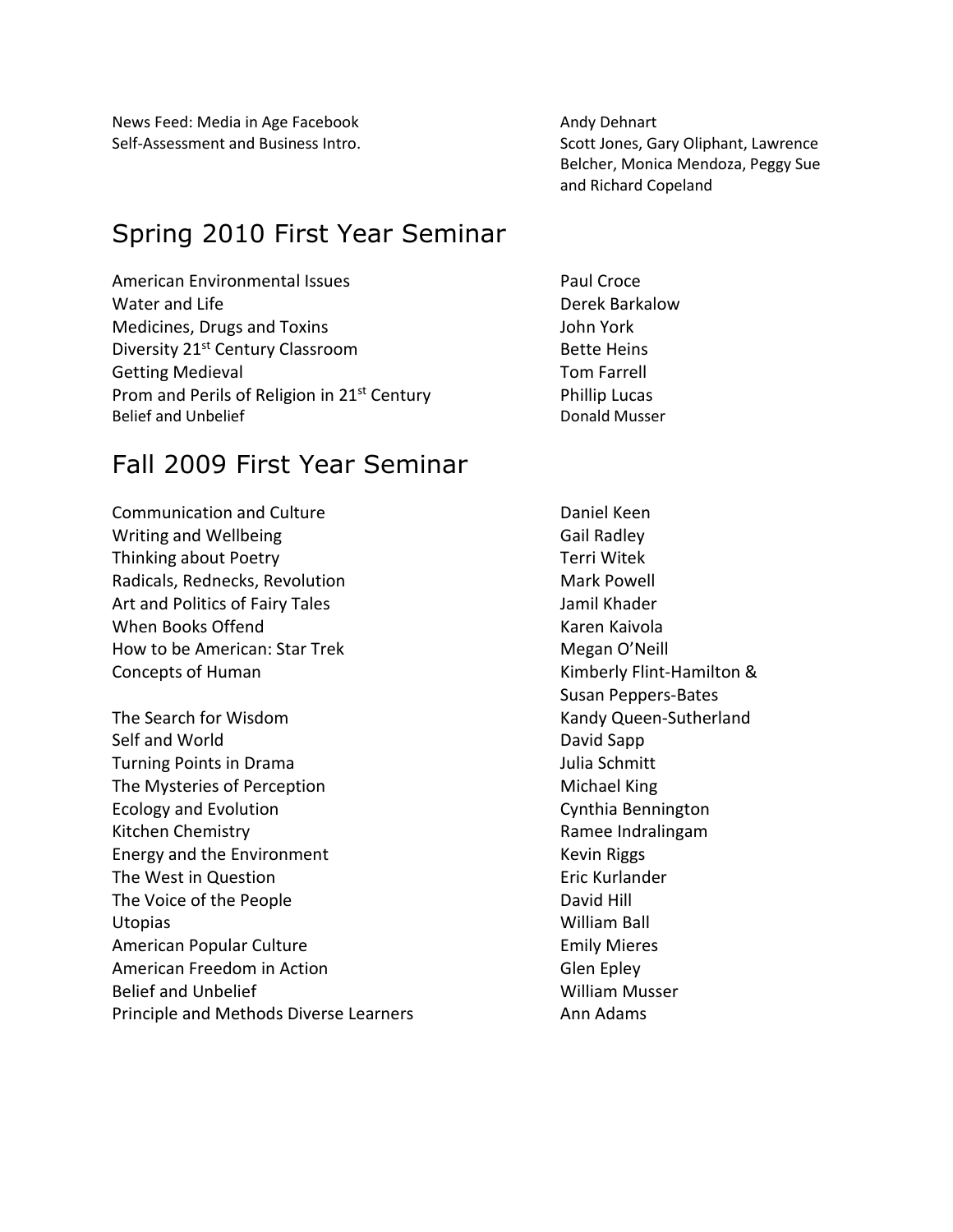| | |
|---|---|
| News Feed: Media in Age Facebook | Andy Dehnart |
| Self-Assessment and Business Intro. | Scott Jones, Gary Oliphant, Lawrence Belcher, Monica Mendoza, Peggy Sue and Richard Copeland |

## Spring 2010 First Year Seminar

| | |
|---|---|
| American Environmental Issues | Paul Croce |
| Water and Life | Derek Barkalow |
| Medicines, Drugs and Toxins | John York |
| Diversity 21st Century Classroom | Bette Heins |
| Getting Medieval | Tom Farrell |
| Prom and Perils of Religion in 21st Century | Phillip Lucas |
| Belief and Unbelief | Donald Musser |

## Fall 2009 First Year Seminar

| | |
|---|---|
| Communication and Culture | Daniel Keen |
| Writing and Wellbeing | Gail Radley |
| Thinking about Poetry | Terri Witek |
| Radicals, Rednecks, Revolution | Mark Powell |
| Art and Politics of Fairy Tales | Jamil Khader |
| When Books Offend | Karen Kaivola |
| How to be American: Star Trek | Megan O'Neill |
| Concepts of Human | Kimberly Flint-Hamilton & Susan Peppers-Bates |
| The Search for Wisdom | Kandy Queen-Sutherland |
| Self and World | David Sapp |
| Turning Points in Drama | Julia Schmitt |
| The Mysteries of Perception | Michael King |
| Ecology and Evolution | Cynthia Bennington |
| Kitchen Chemistry | Ramee Indralingam |
| Energy and the Environment | Kevin Riggs |
| The West in Question | Eric Kurlander |
| The Voice of the People | David Hill |
| Utopias | William Ball |
| American Popular Culture | Emily Mieres |
| American Freedom in Action | Glen Epley |
| Belief and Unbelief | William Musser |
| Principle and Methods Diverse Learners | Ann Adams |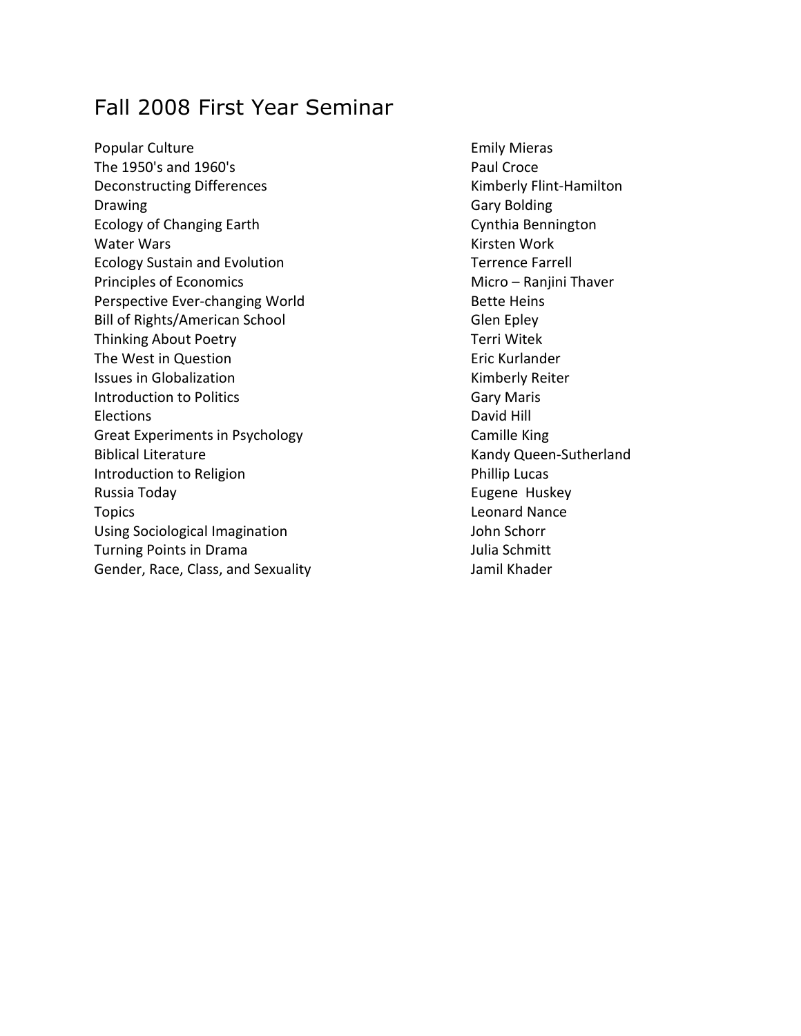# Fall 2008 First Year Seminar

| | |
|---|---|
| Popular Culture | Emily Mieras |
| The 1950's and 1960's | Paul Croce |
| Deconstructing Differences | Kimberly Flint-Hamilton |
| Drawing | Gary Bolding |
| Ecology of Changing Earth | Cynthia Bennington |
| Water Wars | Kirsten Work |
| Ecology Sustain and Evolution | Terrence Farrell |
| Principles of Economics | Micro – Ranjini Thaver |
| Perspective Ever-changing World | Bette Heins |
| Bill of Rights/American School | Glen Epley |
| Thinking About Poetry | Terri Witek |
| The West in Question | Eric Kurlander |
| Issues in Globalization | Kimberly Reiter |
| Introduction to Politics | Gary Maris |
| Elections | David Hill |
| Great Experiments in Psychology | Camille King |
| Biblical Literature | Kandy Queen-Sutherland |
| Introduction to Religion | Phillip Lucas |
| Russia Today | Eugene Huskey |
| Topics | Leonard Nance |
| Using Sociological Imagination | John Schorr |
| Turning Points in Drama | Julia Schmitt |
| Gender, Race, Class, and Sexuality | Jamil Khader |